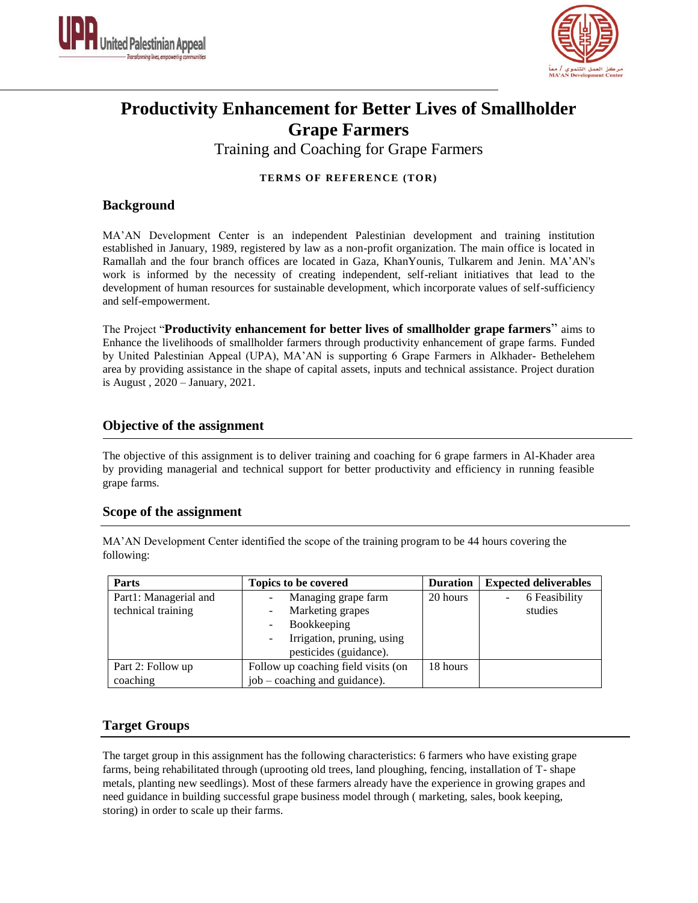# Productivity Enhancement for Better Lives of Smallholder Grape Farmers

Training and Coaching for Grape Farmers

**TERMS OF REFERENCE (TOR)**

## Background

MA'AN Development Center is an independent Palestinian development and training institution established in January, 1989, registered by law as a non-profit organization. The main office is located in Ramallah and the four branch offices are located in Gaza, KhanYounis, Tulkarem and Jenin. MA'AN's work is informed by the necessity of creating independent, self-reliant initiatives that lead to the development of human resources for sustainable development, which incorporate values of self-sufficiency and self-empowerment.

The Project "**Productivity enhancement for better lives of smallholder grape farmers**" aims to Enhance the livelihoods of smallholder farmers through productivity enhancement of grape farms. Funded by United Palestinian Appeal (UPA), MA'AN is supporting 6 Grape Farmers in Alkhader- Bethelehem area by providing assistance in the shape of capital assets, inputs and technical assistance. Project duration is August , 2020 – January, 2021.

## Objective of the assignment

The objective of this assignment is to deliver training and coaching for 6 grape farmers in Al-Khader area by providing managerial and technical support for better productivity and efficiency in running feasible grape farms.

## Scope of the assignment

MA'AN Development Center identified the scope of the training program to be 44 hours covering the following:

| Parts | Topics to be covered | Duration | Expected deliverables |
|---|---|---|---|
| Part1: Managerial and technical training | - Managing grape farm<br>- Marketing grapes<br>- Bookkeeping<br>- Irrigation, pruning, using pesticides (guidance). | 20 hours | - 6 Feasibility studies |
| Part 2: Follow up coaching | Follow up coaching field visits (on job – coaching and guidance). | 18 hours | |

## Target Groups

The target group in this assignment has the following characteristics: 6 farmers who have existing grape farms, being rehabilitated through (uprooting old trees, land ploughing, fencing, installation of T- shape metals, planting new seedlings). Most of these farmers already have the experience in growing grapes and need guidance in building successful grape business model through ( marketing, sales, book keeping, storing) in order to scale up their farms.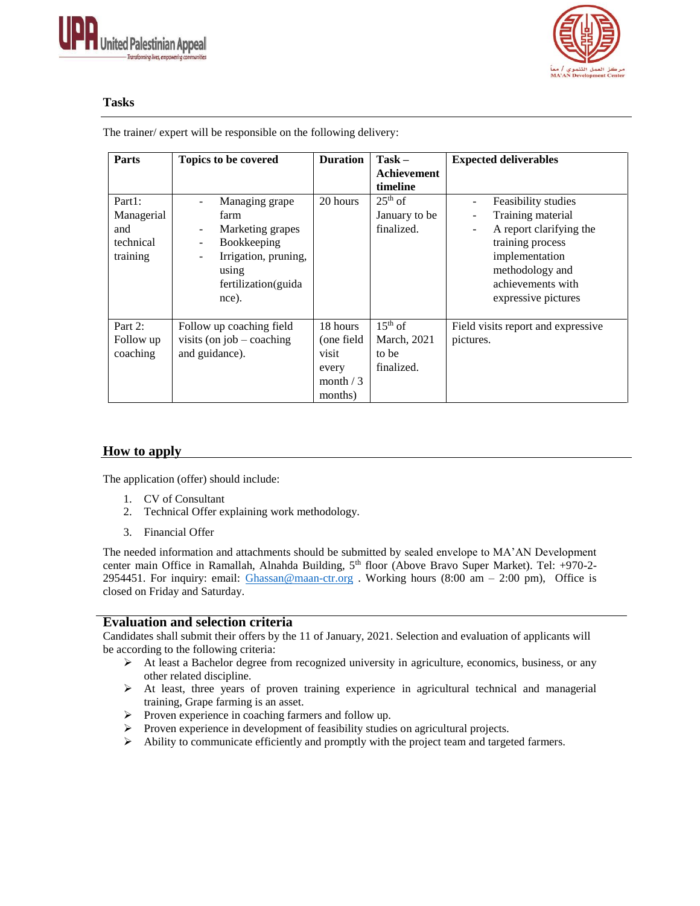## Tasks

The trainer/ expert will be responsible on the following delivery:

| Parts | Topics to be covered | Duration | Task – Achievement timeline | Expected deliverables |
|---|---|---|---|---|
| Part1: Managerial and technical training | - Managing grape farm<br>- Marketing grapes<br>- Bookkeeping<br>- Irrigation, pruning, using fertilization(guidance). | 20 hours | 25th of January to be finalized. | - Feasibility studies<br>- Training material<br>- A report clarifying the training process implementation methodology and achievements with expressive pictures |
| Part 2: Follow up coaching | Follow up coaching field visits (on job – coaching and guidance). | 18 hours (one field visit every month / 3 months) | 15th of March, 2021 to be finalized. | Field visits report and expressive pictures. |

## How to apply

The application (offer) should include:

1. CV of Consultant
2. Technical Offer explaining work methodology.
3. Financial Offer

The needed information and attachments should be submitted by sealed envelope to MA'AN Development center main Office in Ramallah, Alnahda Building, 5th floor (Above Bravo Super Market). Tel: +970-2-2954451. For inquiry: email: Ghassan@maan-ctr.org . Working hours (8:00 am – 2:00 pm), Office is closed on Friday and Saturday.

## Evaluation and selection criteria

Candidates shall submit their offers by the 11 of January, 2021. Selection and evaluation of applicants will be according to the following criteria:

- At least a Bachelor degree from recognized university in agriculture, economics, business, or any other related discipline.
- At least, three years of proven training experience in agricultural technical and managerial training, Grape farming is an asset.
- Proven experience in coaching farmers and follow up.
- Proven experience in development of feasibility studies on agricultural projects.
- Ability to communicate efficiently and promptly with the project team and targeted farmers.